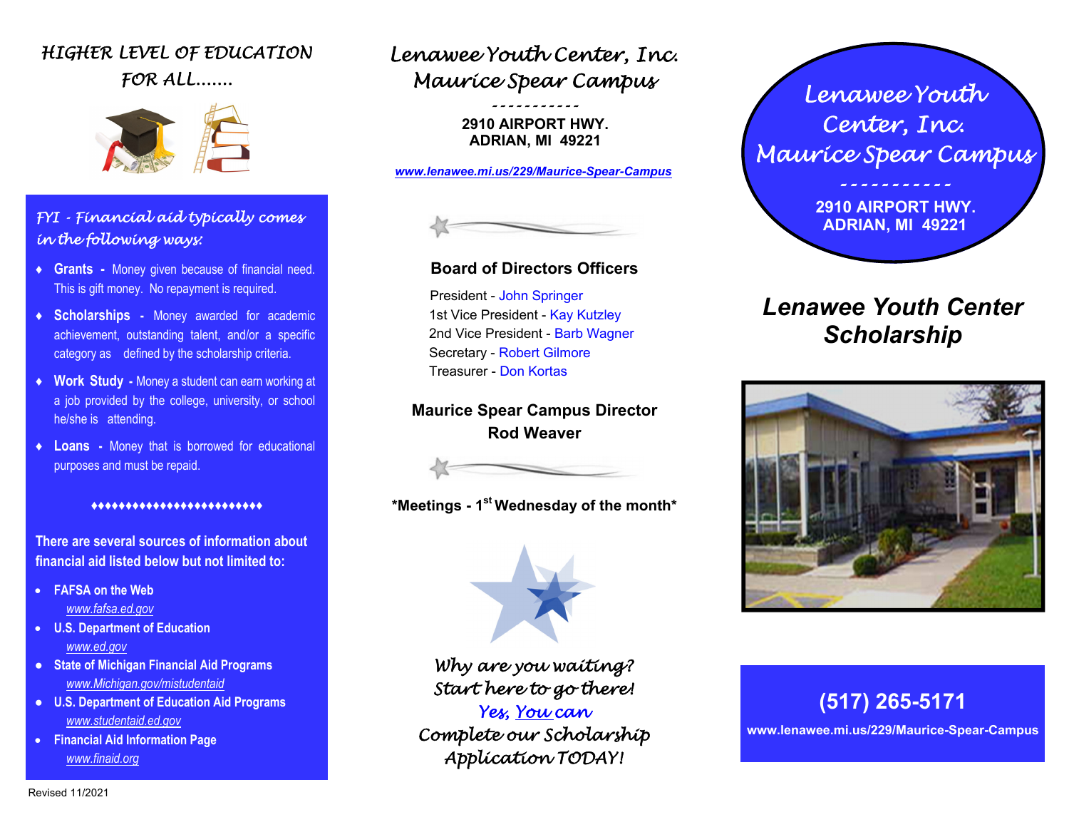# HIGHER LEVEL OF EDUCATION FOR ALL.......

*FYI - Financial aid typically comes in the following ways:*

- **Grants** - Money given because of financial need. This is gift money. No repayment is required.
- **Scholarships** - Money awarded for academic achievement, outstanding talent, and/or a specific category as defined by the scholarship criteria.
- **Work Study** - Money a student can earn working at a job provided by the college, university, or school he/she is attending.
- **Loans** - Money that is borrowed for educational purposes and must be repaid.

♦♦♦♦♦♦♦♦♦♦♦♦♦♦♦♦♦♦♦♦♦♦♦♦♦

**There are several sources of information about financial aid listed below but not limited to:**

- **FAFSA on the Web**
  www.fafsa.ed.gov
- **U.S. Department of Education**
  www.ed.gov
- **State of Michigan Financial Aid Programs**
  www.Michigan.gov/mistudentaid
- **U.S. Department of Education Aid Programs**
  www.studentaid.ed.gov
- **Financial Aid Information Page**
  www.finaid.org

Revised 11/2021

## Lenawee Youth Center, Inc. Maurice Spear Campus

------------

**2910 AIRPORT HWY.**
**ADRIAN, MI 49221**

www.lenawee.mi.us/229/Maurice-Spear-Campus

### Board of Directors Officers

President - John Springer
1st Vice President - Kay Kutzley
2nd Vice President - Barb Wagner
Secretary - Robert Gilmore
Treasurer - Don Kortas

### Maurice Spear Campus Director
**Rod Weaver**

***Meetings - 1st Wednesday of the month***

*Why are you waiting?*
*Start here to go there!*
*Yes, You can*
*Complete our Scholarship Application TODAY!*

## Lenawee Youth Center, Inc. Maurice Spear Campus

-----------

**2910 AIRPORT HWY.**
**ADRIAN, MI 49221**

# *Lenawee Youth Center Scholarship*

**(517) 265-5171**

**www.lenawee.mi.us/229/Maurice-Spear-Campus**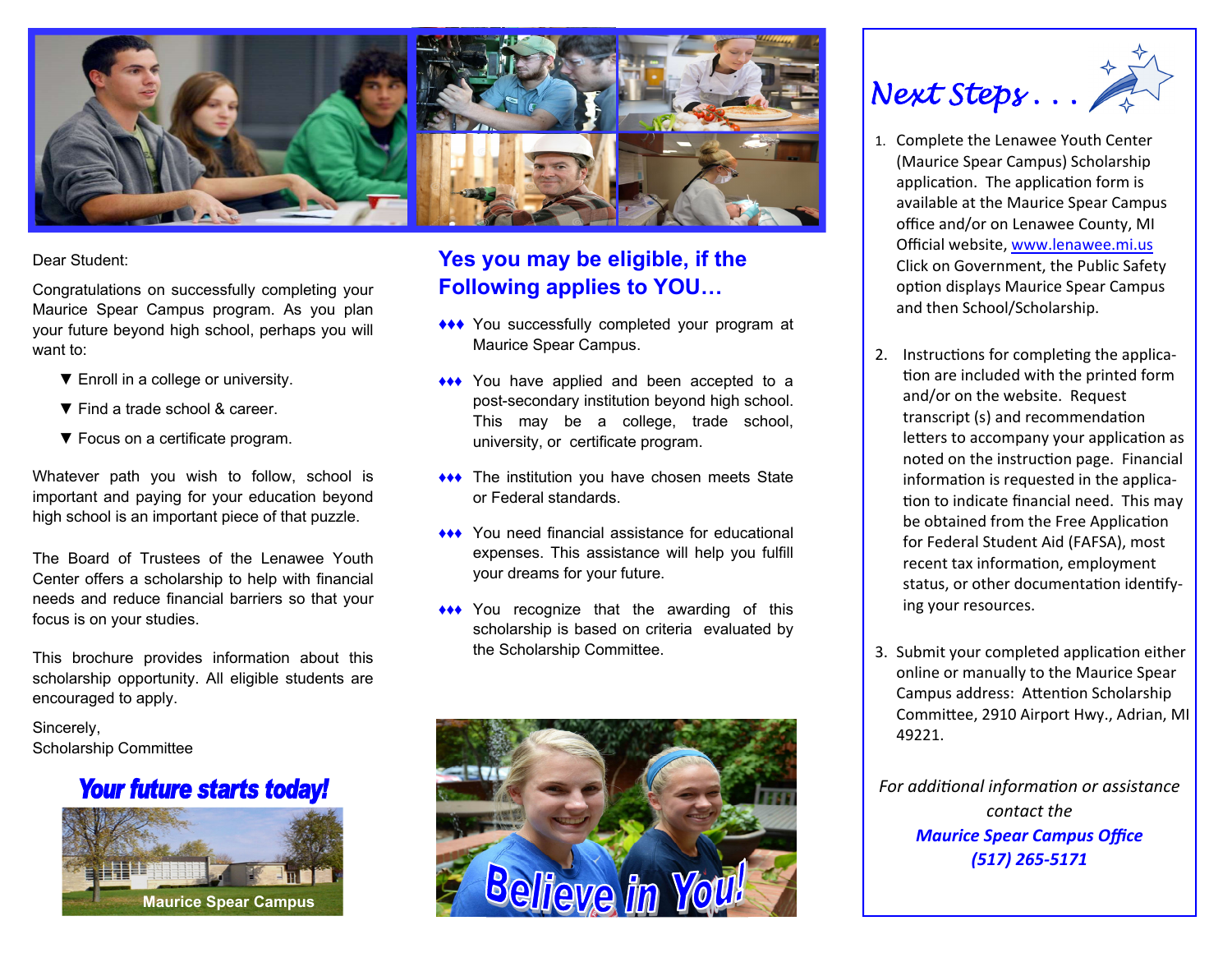Dear Student:

Congratulations on successfully completing your Maurice Spear Campus program. As you plan your future beyond high school, perhaps you will want to:

- ▼ Enroll in a college or university.
- ▼ Find a trade school & career.
- ▼ Focus on a certificate program.

Whatever path you wish to follow, school is important and paying for your education beyond high school is an important piece of that puzzle.

The Board of Trustees of the Lenawee Youth Center offers a scholarship to help with financial needs and reduce financial barriers so that your focus is on your studies.

This brochure provides information about this scholarship opportunity. All eligible students are encouraged to apply.

Sincerely,
Scholarship Committee

**Your future starts today!**

Maurice Spear Campus

## Yes you may be eligible, if the Following applies to YOU…

- ♦♦♦ You successfully completed your program at Maurice Spear Campus.
- ♦♦♦ You have applied and been accepted to a post-secondary institution beyond high school. This may be a college, trade school, university, or certificate program.
- ♦♦♦ The institution you have chosen meets State or Federal standards.
- ♦♦♦ You need financial assistance for educational expenses. This assistance will help you fulfill your dreams for your future.
- ♦♦♦ You recognize that the awarding of this scholarship is based on criteria evaluated by the Scholarship Committee.

**Believe in You!**

## *Next Steps . . .*

1. Complete the Lenawee Youth Center (Maurice Spear Campus) Scholarship application. The application form is available at the Maurice Spear Campus office and/or on Lenawee County, MI Official website, www.lenawee.mi.us Click on Government, the Public Safety option displays Maurice Spear Campus and then School/Scholarship.

2. Instructions for completing the application are included with the printed form and/or on the website. Request transcript (s) and recommendation letters to accompany your application as noted on the instruction page. Financial information is requested in the application to indicate financial need. This may be obtained from the Free Application for Federal Student Aid (FAFSA), most recent tax information, employment status, or other documentation identifying your resources.

3. Submit your completed application either online or manually to the Maurice Spear Campus address: Attention Scholarship Committee, 2910 Airport Hwy., Adrian, MI 49221.

*For additional information or assistance contact the*

***Maurice Spear Campus Office***
***(517) 265-5171***